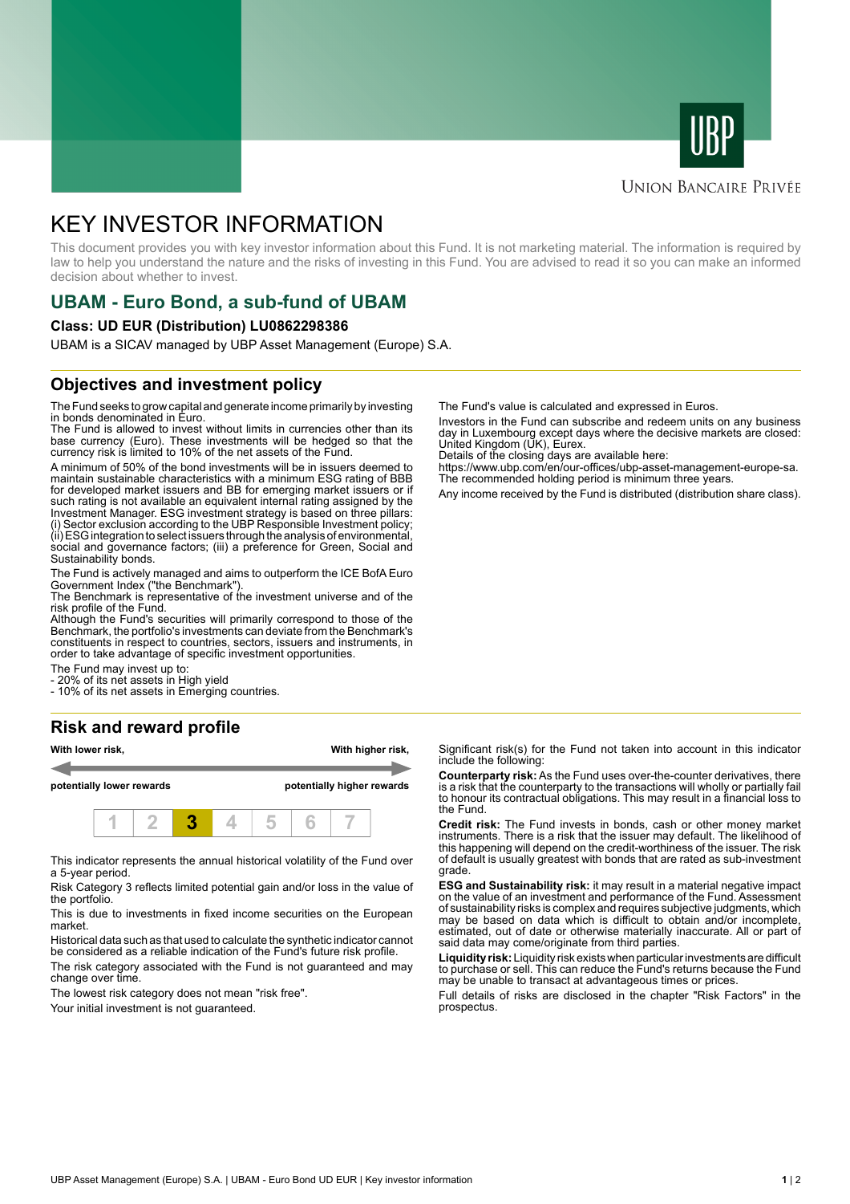UBP

UNION BANCAIRE PRIVÉE

# KEY INVESTOR INFORMATION

This document provides you with key investor information about this Fund. It is not marketing material. The information is required by law to help you understand the nature and the risks of investing in this Fund. You are advised to read it so you can make an informed decision about whether to invest.

## UBAM - Euro Bond, a sub-fund of UBAM

**Class: UD EUR (Distribution) LU0862298386**

UBAM is a SICAV managed by UBP Asset Management (Europe) S.A.

## Objectives and investment policy

The Fund seeks to grow capital and generate income primarily by investing in bonds denominated in Euro.

The Fund is allowed to invest without limits in currencies other than its base currency (Euro). These investments will be hedged so that the currency risk is limited to 10% of the net assets of the Fund.

A minimum of 50% of the bond investments will be in issuers deemed to maintain sustainable characteristics with a minimum ESG rating of BBB for developed market issuers and BB for emerging market issuers or if such rating is not available an equivalent internal rating assigned by the Investment Manager. ESG investment strategy is based on three pillars: (i) Sector exclusion according to the UBP Responsible Investment policy; (ii) ESG integration to select issuers through the analysis of environmental, social and governance factors; (iii) a preference for Green, Social and Sustainability bonds.

The Fund is actively managed and aims to outperform the ICE BofA Euro Government Index ("the Benchmark").

The Benchmark is representative of the investment universe and of the risk profile of the Fund.

Although the Fund's securities will primarily correspond to those of the Benchmark, the portfolio's investments can deviate from the Benchmark's constituents in respect to countries, sectors, issuers and instruments, in order to take advantage of specific investment opportunities.

The Fund may invest up to:
- 20% of its net assets in High yield
- 10% of its net assets in Emerging countries.

The Fund's value is calculated and expressed in Euros.

Investors in the Fund can subscribe and redeem units on any business day in Luxembourg except days where the decisive markets are closed: United Kingdom (UK), Eurex.

Details of the closing days are available here:
https://www.ubp.com/en/our-offices/ubp-asset-management-europe-sa.

The recommended holding period is minimum three years.

Any income received by the Fund is distributed (distribution share class).

## Risk and reward profile

| With lower risk, potentially lower rewards | | | | | | With higher risk, potentially higher rewards |
|---|---|---|---|---|---|---|
| 1 | 2 | **3** | 4 | 5 | 6 | 7 |

This indicator represents the annual historical volatility of the Fund over a 5-year period.

Risk Category 3 reflects limited potential gain and/or loss in the value of the portfolio.

This is due to investments in fixed income securities on the European market.

Historical data such as that used to calculate the synthetic indicator cannot be considered as a reliable indication of the Fund's future risk profile.

The risk category associated with the Fund is not guaranteed and may change over time.

The lowest risk category does not mean "risk free".

Your initial investment is not guaranteed.

Significant risk(s) for the Fund not taken into account in this indicator include the following:

**Counterparty risk:** As the Fund uses over-the-counter derivatives, there is a risk that the counterparty to the transactions will wholly or partially fail to honour its contractual obligations. This may result in a financial loss to the Fund.

**Credit risk:** The Fund invests in bonds, cash or other money market instruments. There is a risk that the issuer may default. The likelihood of this happening will depend on the credit-worthiness of the issuer. The risk of default is usually greatest with bonds that are rated as sub-investment grade.

**ESG and Sustainability risk:** it may result in a material negative impact on the value of an investment and performance of the Fund. Assessment of sustainability risks is complex and requires subjective judgments, which may be based on data which is difficult to obtain and/or incomplete, estimated, out of date or otherwise materially inaccurate. All or part of said data may come/originate from third parties.

**Liquidity risk:** Liquidity risk exists when particular investments are difficult to purchase or sell. This can reduce the Fund's returns because the Fund may be unable to transact at advantageous times or prices.

Full details of risks are disclosed in the chapter "Risk Factors" in the prospectus.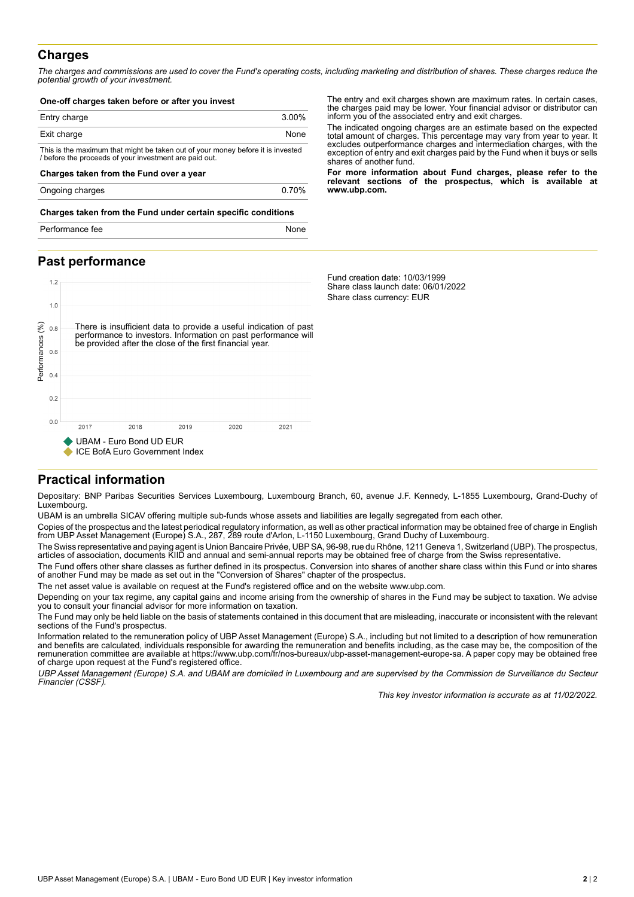## Charges

*The charges and commissions are used to cover the Fund's operating costs, including marketing and distribution of shares. These charges reduce the potential growth of your investment.*

| **One-off charges taken before or after you invest** | |
|---|---|
| Entry charge | 3.00% |
| Exit charge | None |

This is the maximum that might be taken out of your money before it is invested / before the proceeds of your investment are paid out.

| **Charges taken from the Fund over a year** | |
|---|---|
| Ongoing charges | 0.70% |

| **Charges taken from the Fund under certain specific conditions** | |
|---|---|
| Performance fee | None |

The entry and exit charges shown are maximum rates. In certain cases, the charges paid may be lower. Your financial advisor or distributor can inform you of the associated entry and exit charges.

The indicated ongoing charges are an estimate based on the expected total amount of charges. This percentage may vary from year to year. It excludes outperformance charges and intermediation charges, with the exception of entry and exit charges paid by the Fund when it buys or sells shares of another fund.

**For more information about Fund charges, please refer to the relevant sections of the prospectus, which is available at www.ubp.com.**

## Past performance

Performances (%)

1.2
1.0
0.8
0.6
0.4
0.2
0.0

2017 2018 2019 2020 2021

There is insufficient data to provide a useful indication of past performance to investors. Information on past performance will be provided after the close of the first financial year.

UBAM - Euro Bond UD EUR
ICE BofA Euro Government Index

Fund creation date: 10/03/1999
Share class launch date: 06/01/2022
Share class currency: EUR

## Practical information

Depositary: BNP Paribas Securities Services Luxembourg, Luxembourg Branch, 60, avenue J.F. Kennedy, L-1855 Luxembourg, Grand-Duchy of Luxembourg.

UBAM is an umbrella SICAV offering multiple sub-funds whose assets and liabilities are legally segregated from each other.

Copies of the prospectus and the latest periodical regulatory information, as well as other practical information may be obtained free of charge in English from UBP Asset Management (Europe) S.A., 287, 289 route d'Arlon, L-1150 Luxembourg, Grand Duchy of Luxembourg.

The Swiss representative and paying agent is Union Bancaire Privée, UBP SA, 96-98, rue du Rhône, 1211 Geneva 1, Switzerland (UBP). The prospectus, articles of association, documents KIID and annual and semi-annual reports may be obtained free of charge from the Swiss representative.

The Fund offers other share classes as further defined in its prospectus. Conversion into shares of another share class within this Fund or into shares of another Fund may be made as set out in the "Conversion of Shares" chapter of the prospectus.

The net asset value is available on request at the Fund's registered office and on the website www.ubp.com.

Depending on your tax regime, any capital gains and income arising from the ownership of shares in the Fund may be subject to taxation. We advise you to consult your financial advisor for more information on taxation.

The Fund may only be held liable on the basis of statements contained in this document that are misleading, inaccurate or inconsistent with the relevant sections of the Fund's prospectus.

Information related to the remuneration policy of UBP Asset Management (Europe) S.A., including but not limited to a description of how remuneration and benefits are calculated, individuals responsible for awarding the remuneration and benefits including, as the case may be, the composition of the remuneration committee are available at https://www.ubp.com/fr/nos-bureaux/ubp-asset-management-europe-sa. A paper copy may be obtained free of charge upon request at the Fund's registered office.

*UBP Asset Management (Europe) S.A. and UBAM are domiciled in Luxembourg and are supervised by the Commission de Surveillance du Secteur Financier (CSSF).*

*This key investor information is accurate as at 11/02/2022.*